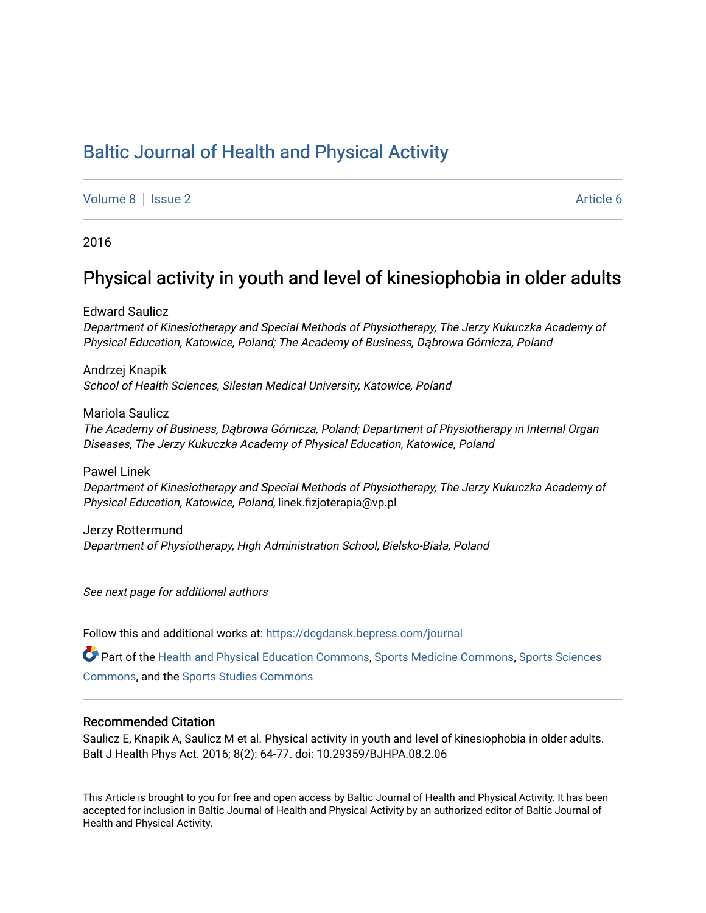# Baltic Journal of Health and Physical Activity

Volume 8 | Issue 2 | Article 6

2016

## Physical activity in youth and level of kinesiophobia in older adults

Edward Saulicz
*Department of Kinesiotherapy and Special Methods of Physiotherapy, The Jerzy Kukuczka Academy of Physical Education, Katowice, Poland; The Academy of Business, Dąbrowa Górnicza, Poland*

Andrzej Knapik
*School of Health Sciences, Silesian Medical University, Katowice, Poland*

Mariola Saulicz
*The Academy of Business, Dąbrowa Górnicza, Poland; Department of Physiotherapy in Internal Organ Diseases, The Jerzy Kukuczka Academy of Physical Education, Katowice, Poland*

Pawel Linek
*Department of Kinesiotherapy and Special Methods of Physiotherapy, The Jerzy Kukuczka Academy of Physical Education, Katowice, Poland*, linek.fizjoterapia@vp.pl

Jerzy Rottermund
*Department of Physiotherapy, High Administration School, Bielsko-Biała, Poland*

*See next page for additional authors*

Follow this and additional works at: https://dcgdansk.bepress.com/journal

Part of the Health and Physical Education Commons, Sports Medicine Commons, Sports Sciences Commons, and the Sports Studies Commons

### Recommended Citation

Saulicz E, Knapik A, Saulicz M et al. Physical activity in youth and level of kinesiophobia in older adults. Balt J Health Phys Act. 2016; 8(2): 64-77. doi: 10.29359/BJHPA.08.2.06

This Article is brought to you for free and open access by Baltic Journal of Health and Physical Activity. It has been accepted for inclusion in Baltic Journal of Health and Physical Activity by an authorized editor of Baltic Journal of Health and Physical Activity.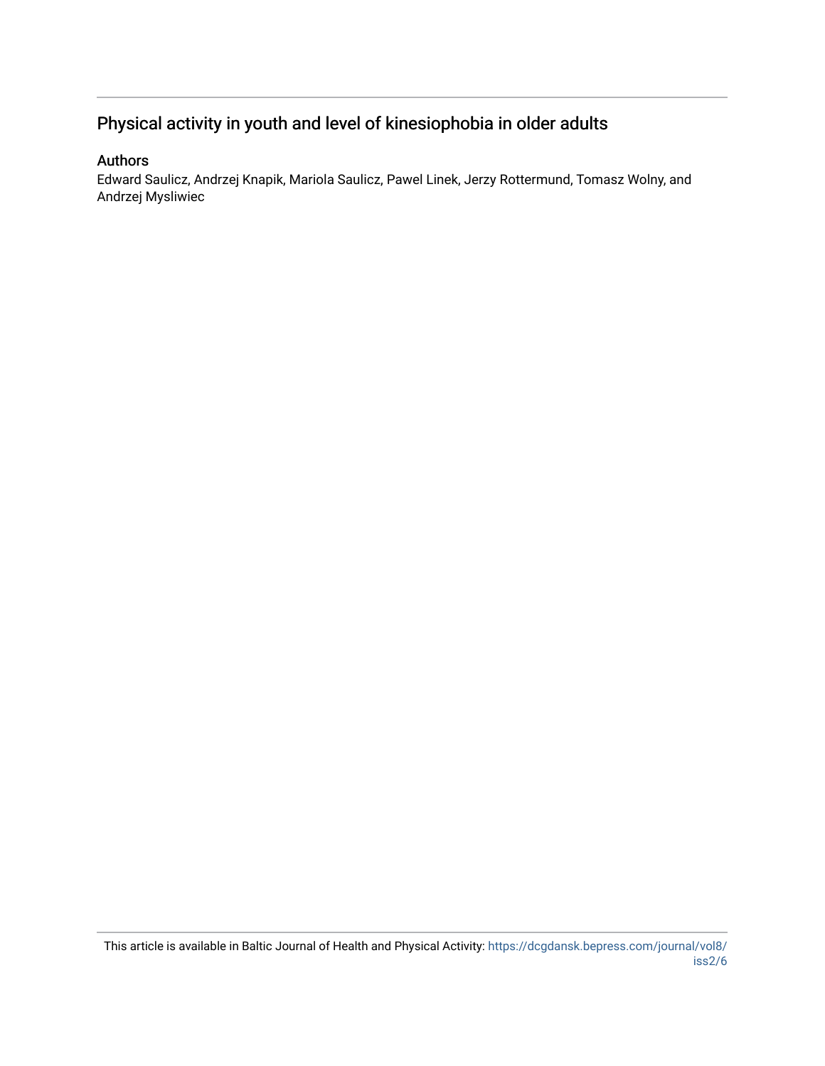# Physical activity in youth and level of kinesiophobia in older adults

## Authors

Edward Saulicz, Andrzej Knapik, Mariola Saulicz, Pawel Linek, Jerzy Rottermund, Tomasz Wolny, and Andrzej Mysliwiec

This article is available in Baltic Journal of Health and Physical Activity: https://dcgdansk.bepress.com/journal/vol8/iss2/6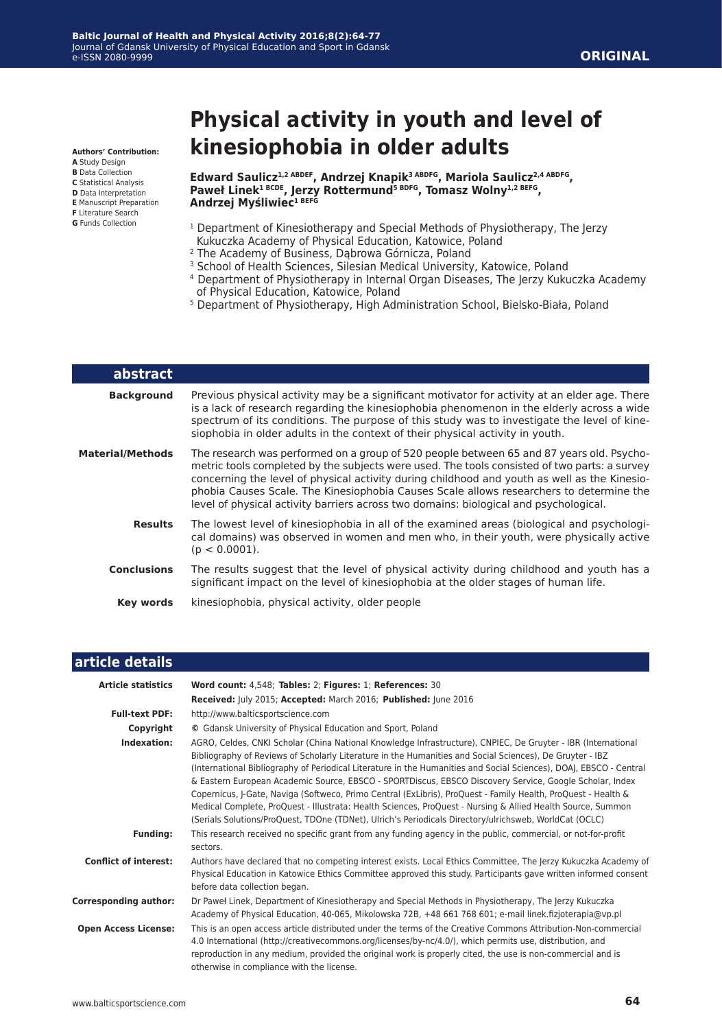ORIGINAL

# Physical activity in youth and level of kinesiophobia in older adults

**Authors' Contribution:**
**A** Study Design
**B** Data Collection
**C** Statistical Analysis
**D** Data Interpretation
**E** Manuscript Preparation
**F** Literature Search
**G** Funds Collection

**Edward Saulicz[1,2 ABDEF], Andrzej Knapik[3 ABDFG], Mariola Saulicz[2,4 ABDFG], Paweł Linek[1 BCDE], Jerzy Rottermund[5 BDFG], Tomasz Wolny[1,2 BEFG], Andrzej Myśliwiec[1 BEFG]**

[1] Department of Kinesiotherapy and Special Methods of Physiotherapy, The Jerzy Kukuczka Academy of Physical Education, Katowice, Poland
[2] The Academy of Business, Dąbrowa Górnicza, Poland
[3] School of Health Sciences, Silesian Medical University, Katowice, Poland
[4] Department of Physiotherapy in Internal Organ Diseases, The Jerzy Kukuczka Academy of Physical Education, Katowice, Poland
[5] Department of Physiotherapy, High Administration School, Bielsko-Biała, Poland

## abstract

**Background**
Previous physical activity may be a significant motivator for activity at an elder age. There is a lack of research regarding the kinesiophobia phenomenon in the elderly across a wide spectrum of its conditions. The purpose of this study was to investigate the level of kinesiophobia in older adults in the context of their physical activity in youth.

**Material/Methods**
The research was performed on a group of 520 people between 65 and 87 years old. Psychometric tools completed by the subjects were used. The tools consisted of two parts: a survey concerning the level of physical activity during childhood and youth as well as the Kinesiophobia Causes Scale. The Kinesiophobia Causes Scale allows researchers to determine the level of physical activity barriers across two domains: biological and psychological.

**Results**
The lowest level of kinesiophobia in all of the examined areas (biological and psychological domains) was observed in women and men who, in their youth, were physically active ($p < 0.0001$).

**Conclusions**
The results suggest that the level of physical activity during childhood and youth has a significant impact on the level of kinesiophobia at the older stages of human life.

**Key words**
kinesiophobia, physical activity, older people

## article details

| | |
|---|---|
| **Article statistics** | **Word count:** 4,548; **Tables:** 2; **Figures:** 1; **References:** 30<br>**Received:** July 2015; **Accepted:** March 2016; **Published:** June 2016 |
| **Full-text PDF:** | http://www.balticsportscience.com |
| **Copyright** | © Gdansk University of Physical Education and Sport, Poland |
| **Indexation:** | AGRO, Celdes, CNKI Scholar (China National Knowledge Infrastructure), CNPIEC, De Gruyter - IBR (International Bibliography of Reviews of Scholarly Literature in the Humanities and Social Sciences), De Gruyter - IBZ (International Bibliography of Periodical Literature in the Humanities and Social Sciences), DOAJ, EBSCO - Central & Eastern European Academic Source, EBSCO - SPORTDiscus, EBSCO Discovery Service, Google Scholar, Index Copernicus, J-Gate, Naviga (Softweco, Primo Central (ExLibris), ProQuest - Family Health, ProQuest - Health & Medical Complete, ProQuest - Illustrata: Health Sciences, ProQuest - Nursing & Allied Health Source, Summon (Serials Solutions/ProQuest, TDOne (TDNet), Ulrich's Periodicals Directory/ulrichsweb, WorldCat (OCLC) |
| **Funding:** | This research received no specific grant from any funding agency in the public, commercial, or not-for-profit sectors. |
| **Conflict of interest:** | Authors have declared that no competing interest exists. Local Ethics Committee, The Jerzy Kukuczka Academy of Physical Education in Katowice Ethics Committee approved this study. Participants gave written informed consent before data collection began. |
| **Corresponding author:** | Dr Paweł Linek, Department of Kinesiotherapy and Special Methods in Physiotherapy, The Jerzy Kukuczka Academy of Physical Education, 40-065, Mikolowska 72B, +48 661 768 601; e-mail linek.fizjoterapia@vp.pl |
| **Open Access License:** | This is an open access article distributed under the terms of the Creative Commons Attribution-Non-commercial 4.0 International (http://creativecommons.org/licenses/by-nc/4.0/), which permits use, distribution, and reproduction in any medium, provided the original work is properly cited, the use is non-commercial and is otherwise in compliance with the license. |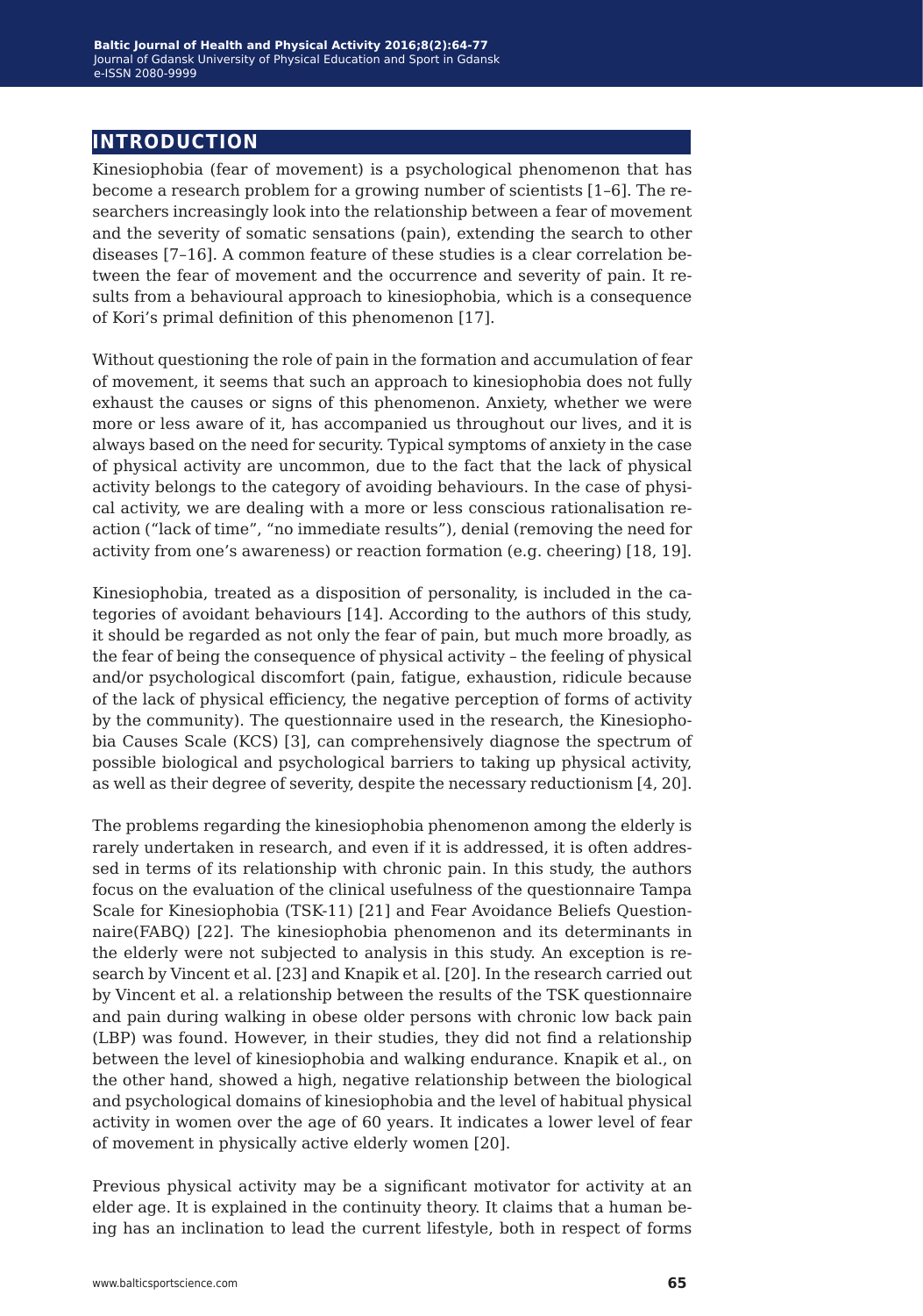## INTRODUCTION

Kinesiophobia (fear of movement) is a psychological phenomenon that has become a research problem for a growing number of scientists [1–6]. The researchers increasingly look into the relationship between a fear of movement and the severity of somatic sensations (pain), extending the search to other diseases [7–16]. A common feature of these studies is a clear correlation between the fear of movement and the occurrence and severity of pain. It results from a behavioural approach to kinesiophobia, which is a consequence of Kori's primal definition of this phenomenon [17].

Without questioning the role of pain in the formation and accumulation of fear of movement, it seems that such an approach to kinesiophobia does not fully exhaust the causes or signs of this phenomenon. Anxiety, whether we were more or less aware of it, has accompanied us throughout our lives, and it is always based on the need for security. Typical symptoms of anxiety in the case of physical activity are uncommon, due to the fact that the lack of physical activity belongs to the category of avoiding behaviours. In the case of physical activity, we are dealing with a more or less conscious rationalisation reaction ("lack of time", "no immediate results"), denial (removing the need for activity from one's awareness) or reaction formation (e.g. cheering) [18, 19].

Kinesiophobia, treated as a disposition of personality, is included in the categories of avoidant behaviours [14]. According to the authors of this study, it should be regarded as not only the fear of pain, but much more broadly, as the fear of being the consequence of physical activity – the feeling of physical and/or psychological discomfort (pain, fatigue, exhaustion, ridicule because of the lack of physical efficiency, the negative perception of forms of activity by the community). The questionnaire used in the research, the Kinesiophobia Causes Scale (KCS) [3], can comprehensively diagnose the spectrum of possible biological and psychological barriers to taking up physical activity, as well as their degree of severity, despite the necessary reductionism [4, 20].

The problems regarding the kinesiophobia phenomenon among the elderly is rarely undertaken in research, and even if it is addressed, it is often addressed in terms of its relationship with chronic pain. In this study, the authors focus on the evaluation of the clinical usefulness of the questionnaire Tampa Scale for Kinesiophobia (TSK-11) [21] and Fear Avoidance Beliefs Questionnaire(FABQ) [22]. The kinesiophobia phenomenon and its determinants in the elderly were not subjected to analysis in this study. An exception is research by Vincent et al. [23] and Knapik et al. [20]. In the research carried out by Vincent et al. a relationship between the results of the TSK questionnaire and pain during walking in obese older persons with chronic low back pain (LBP) was found. However, in their studies, they did not find a relationship between the level of kinesiophobia and walking endurance. Knapik et al., on the other hand, showed a high, negative relationship between the biological and psychological domains of kinesiophobia and the level of habitual physical activity in women over the age of 60 years. It indicates a lower level of fear of movement in physically active elderly women [20].

Previous physical activity may be a significant motivator for activity at an elder age. It is explained in the continuity theory. It claims that a human being has an inclination to lead the current lifestyle, both in respect of forms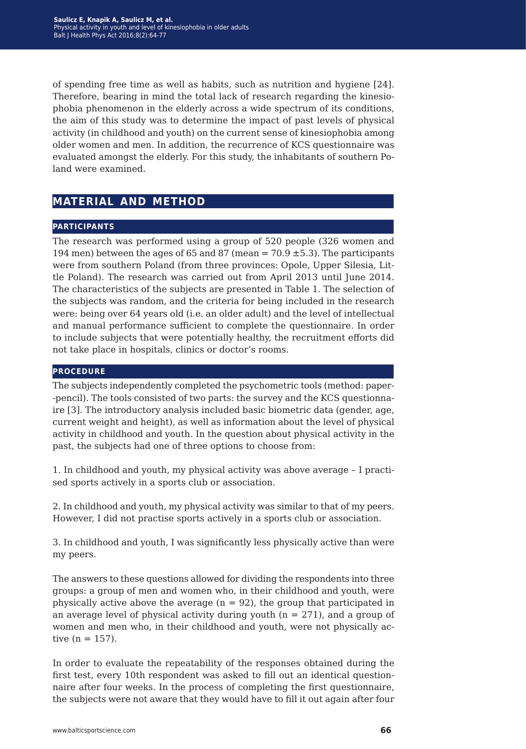of spending free time as well as habits, such as nutrition and hygiene [24]. Therefore, bearing in mind the total lack of research regarding the kinesiophobia phenomenon in the elderly across a wide spectrum of its conditions, the aim of this study was to determine the impact of past levels of physical activity (in childhood and youth) on the current sense of kinesiophobia among older women and men. In addition, the recurrence of KCS questionnaire was evaluated amongst the elderly. For this study, the inhabitants of southern Poland were examined.

## MATERIAL AND METHOD

### PARTICIPANTS

The research was performed using a group of 520 people (326 women and 194 men) between the ages of 65 and 87 (mean = 70.9 ±5.3). The participants were from southern Poland (from three provinces: Opole, Upper Silesia, Little Poland). The research was carried out from April 2013 until June 2014. The characteristics of the subjects are presented in Table 1. The selection of the subjects was random, and the criteria for being included in the research were: being over 64 years old (i.e. an older adult) and the level of intellectual and manual performance sufficient to complete the questionnaire. In order to include subjects that were potentially healthy, the recruitment efforts did not take place in hospitals, clinics or doctor's rooms.

### PROCEDURE

The subjects independently completed the psychometric tools (method: paper--pencil). The tools consisted of two parts: the survey and the KCS questionnaire [3]. The introductory analysis included basic biometric data (gender, age, current weight and height), as well as information about the level of physical activity in childhood and youth. In the question about physical activity in the past, the subjects had one of three options to choose from:

1. In childhood and youth, my physical activity was above average – I practised sports actively in a sports club or association.

2. In childhood and youth, my physical activity was similar to that of my peers. However, I did not practise sports actively in a sports club or association.

3. In childhood and youth, I was significantly less physically active than were my peers.

The answers to these questions allowed for dividing the respondents into three groups: a group of men and women who, in their childhood and youth, were physically active above the average (n = 92), the group that participated in an average level of physical activity during youth (n = 271), and a group of women and men who, in their childhood and youth, were not physically active (n = 157).

In order to evaluate the repeatability of the responses obtained during the first test, every 10th respondent was asked to fill out an identical questionnaire after four weeks. In the process of completing the first questionnaire, the subjects were not aware that they would have to fill it out again after four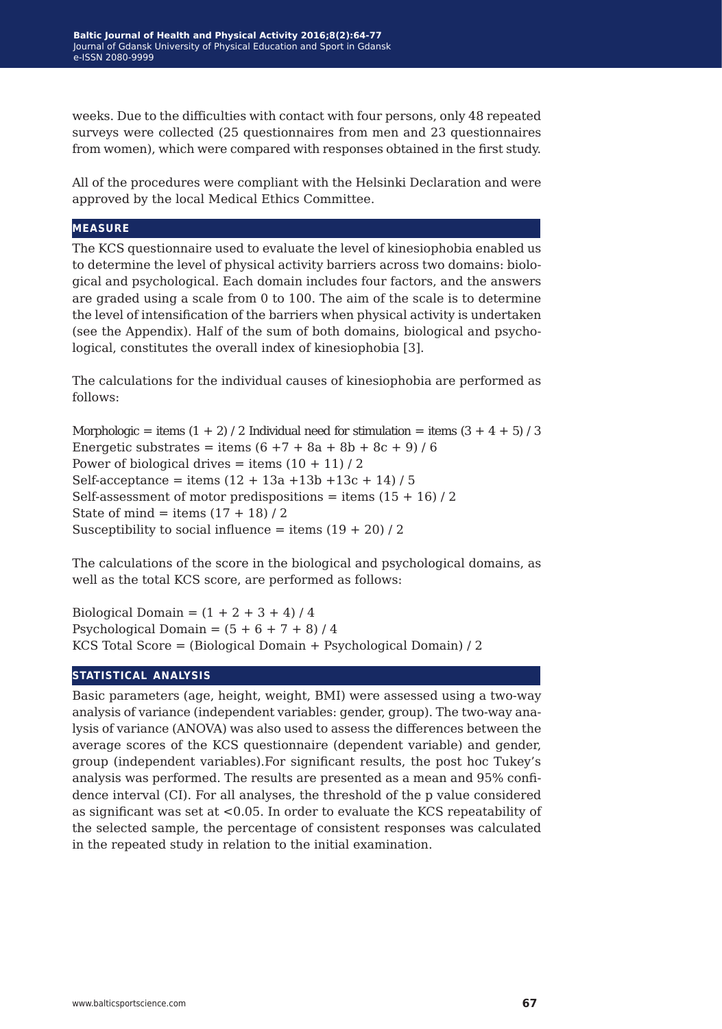weeks. Due to the difficulties with contact with four persons, only 48 repeated surveys were collected (25 questionnaires from men and 23 questionnaires from women), which were compared with responses obtained in the first study.

All of the procedures were compliant with the Helsinki Declaration and were approved by the local Medical Ethics Committee.

## MEASURE

The KCS questionnaire used to evaluate the level of kinesiophobia enabled us to determine the level of physical activity barriers across two domains: biological and psychological. Each domain includes four factors, and the answers are graded using a scale from 0 to 100. The aim of the scale is to determine the level of intensification of the barriers when physical activity is undertaken (see the Appendix). Half of the sum of both domains, biological and psychological, constitutes the overall index of kinesiophobia [3].

The calculations for the individual causes of kinesiophobia are performed as follows:

Morphologic = items (1 + 2) / 2 Individual need for stimulation = items (3 + 4 + 5) / 3
Energetic substrates = items (6 +7 + 8a + 8b + 8c + 9) / 6
Power of biological drives = items (10 + 11) / 2
Self-acceptance = items (12 + 13a +13b +13c + 14) / 5
Self-assessment of motor predispositions = items (15 + 16) / 2
State of mind = items (17 + 18) / 2
Susceptibility to social influence = items (19 + 20) / 2

The calculations of the score in the biological and psychological domains, as well as the total KCS score, are performed as follows:

Biological Domain = (1 + 2 + 3 + 4) / 4
Psychological Domain = (5 + 6 + 7 + 8) / 4
KCS Total Score = (Biological Domain + Psychological Domain) / 2

## STATISTICAL ANALYSIS

Basic parameters (age, height, weight, BMI) were assessed using a two-way analysis of variance (independent variables: gender, group). The two-way analysis of variance (ANOVA) was also used to assess the differences between the average scores of the KCS questionnaire (dependent variable) and gender, group (independent variables).For significant results, the post hoc Tukey's analysis was performed. The results are presented as a mean and 95% confidence interval (CI). For all analyses, the threshold of the p value considered as significant was set at $<0.05$. In order to evaluate the KCS repeatability of the selected sample, the percentage of consistent responses was calculated in the repeated study in relation to the initial examination.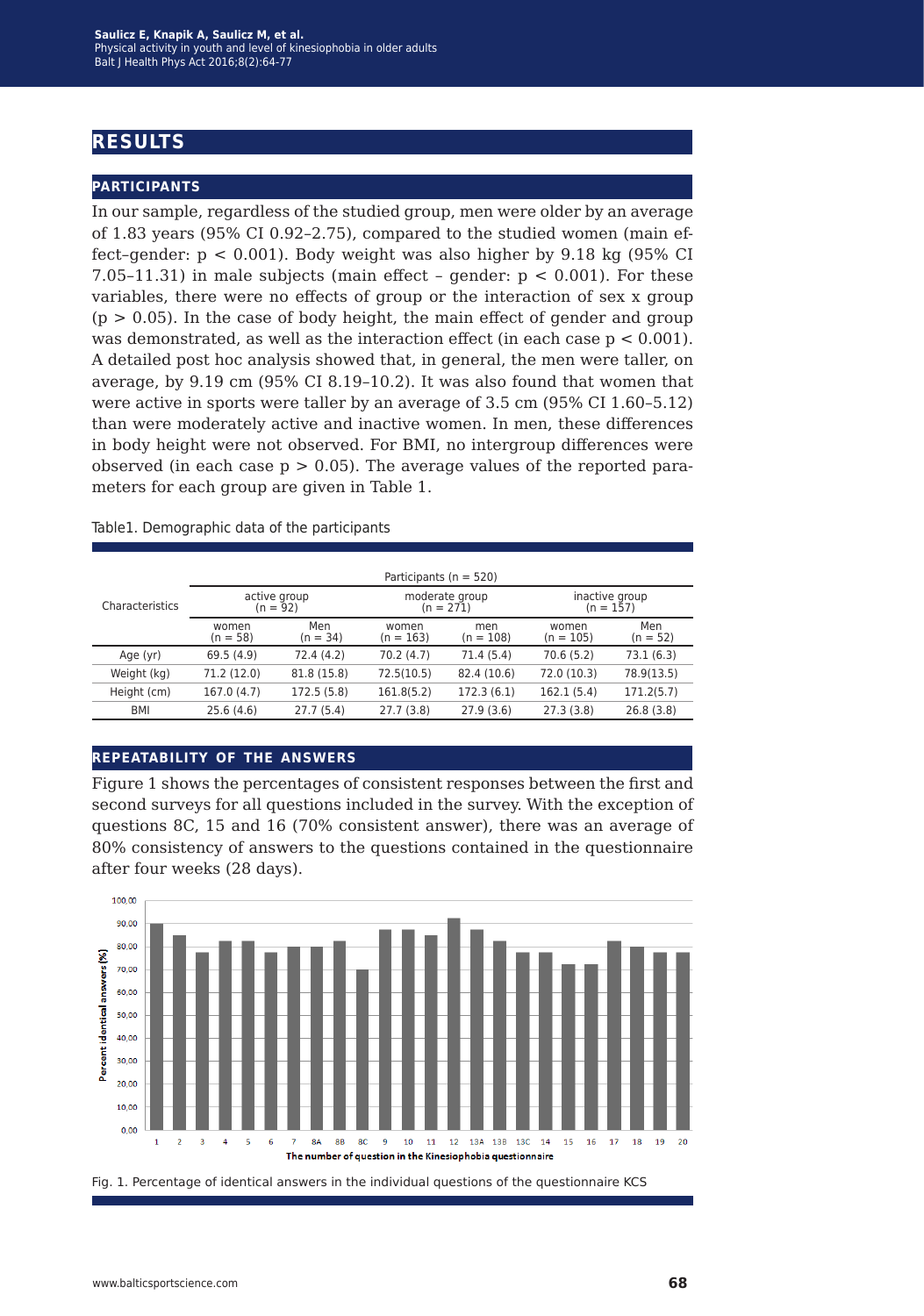# RESULTS

## PARTICIPANTS

In our sample, regardless of the studied group, men were older by an average of 1.83 years (95% CI 0.92–2.75), compared to the studied women (main effect–gender: $p < 0.001$). Body weight was also higher by 9.18 kg (95% CI 7.05–11.31) in male subjects (main effect – gender: $p < 0.001$). For these variables, there were no effects of group or the interaction of sex x group ($p > 0.05$). In the case of body height, the main effect of gender and group was demonstrated, as well as the interaction effect (in each case $p < 0.001$). A detailed post hoc analysis showed that, in general, the men were taller, on average, by 9.19 cm (95% CI 8.19–10.2). It was also found that women that were active in sports were taller by an average of 3.5 cm (95% CI 1.60–5.12) than were moderately active and inactive women. In men, these differences in body height were not observed. For BMI, no intergroup differences were observed (in each case $p > 0.05$). The average values of the reported parameters for each group are given in Table 1.

Table1. Demographic data of the participants

| Characteristics | Participants (n = 520) | | | | | |
|---|---|---|---|---|---|---|
| | active group (n = 92) | | moderate group (n = 271) | | inactive group (n = 157) | |
| | women (n = 58) | Men (n = 34) | women (n = 163) | men (n = 108) | women (n = 105) | Men (n = 52) |
| Age (yr) | 69.5 (4.9) | 72.4 (4.2) | 70.2 (4.7) | 71.4 (5.4) | 70.6 (5.2) | 73.1 (6.3) |
| Weight (kg) | 71.2 (12.0) | 81.8 (15.8) | 72.5(10.5) | 82.4 (10.6) | 72.0 (10.3) | 78.9(13.5) |
| Height (cm) | 167.0 (4.7) | 172.5 (5.8) | 161.8(5.2) | 172.3 (6.1) | 162.1 (5.4) | 171.2(5.7) |
| BMI | 25.6 (4.6) | 27.7 (5.4) | 27.7 (3.8) | 27.9 (3.6) | 27.3 (3.8) | 26.8 (3.8) |

## REPEATABILITY OF THE ANSWERS

Figure 1 shows the percentages of consistent responses between the first and second surveys for all questions included in the survey. With the exception of questions 8C, 15 and 16 (70% consistent answer), there was an average of 80% consistency of answers to the questions contained in the questionnaire after four weeks (28 days).

Fig. 1. Percentage of identical answers in the individual questions of the questionnaire KCS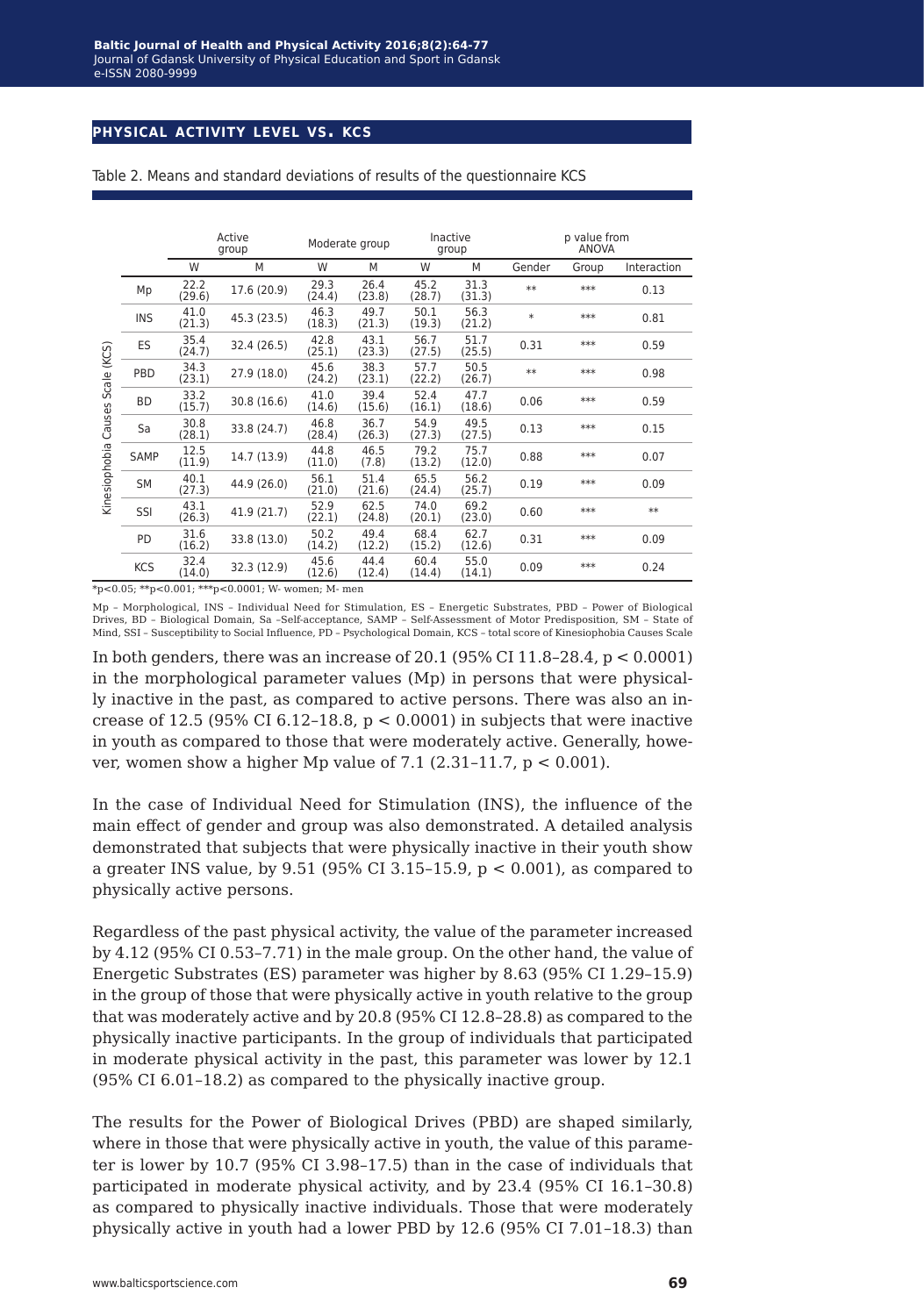## PHYSICAL ACTIVITY LEVEL VS. KCS

Table 2. Means and standard deviations of results of the questionnaire KCS

| | | Active group | | Moderate group | | Inactive group | | p value from ANOVA | | |
|---|---|---|---|---|---|---|---|---|---|---|
| | | W | M | W | M | W | M | Gender | Group | Interaction |
| Kinesiophobia Causes Scale (KCS) | Mp | 22.2 (29.6) | 17.6 (20.9) | 29.3 (24.4) | 26.4 (23.8) | 45.2 (28.7) | 31.3 (31.3) | ** | *** | 0.13 |
| | INS | 41.0 (21.3) | 45.3 (23.5) | 46.3 (18.3) | 49.7 (21.3) | 50.1 (19.3) | 56.3 (21.2) | * | *** | 0.81 |
| | ES | 35.4 (24.7) | 32.4 (26.5) | 42.8 (25.1) | 43.1 (23.3) | 56.7 (27.5) | 51.7 (25.5) | 0.31 | *** | 0.59 |
| | PBD | 34.3 (23.1) | 27.9 (18.0) | 45.6 (24.2) | 38.3 (23.1) | 57.7 (22.2) | 50.5 (26.7) | ** | *** | 0.98 |
| | BD | 33.2 (15.7) | 30.8 (16.6) | 41.0 (14.6) | 39.4 (15.6) | 52.4 (16.1) | 47.7 (18.6) | 0.06 | *** | 0.59 |
| | Sa | 30.8 (28.1) | 33.8 (24.7) | 46.8 (28.4) | 36.7 (26.3) | 54.9 (27.3) | 49.5 (27.5) | 0.13 | *** | 0.15 |
| | SAMP | 12.5 (11.9) | 14.7 (13.9) | 44.8 (11.0) | 46.5 (7.8) | 79.2 (13.2) | 75.7 (12.0) | 0.88 | *** | 0.07 |
| | SM | 40.1 (27.3) | 44.9 (26.0) | 56.1 (21.0) | 51.4 (21.6) | 65.5 (24.4) | 56.2 (25.7) | 0.19 | *** | 0.09 |
| | SSI | 43.1 (26.3) | 41.9 (21.7) | 52.9 (22.1) | 62.5 (24.8) | 74.0 (20.1) | 69.2 (23.0) | 0.60 | *** | ** |
| | PD | 31.6 (16.2) | 33.8 (13.0) | 50.2 (14.2) | 49.4 (12.2) | 68.4 (15.2) | 62.7 (12.6) | 0.31 | *** | 0.09 |
| | KCS | 32.4 (14.0) | 32.3 (12.9) | 45.6 (12.6) | 44.4 (12.4) | 60.4 (14.4) | 55.0 (14.1) | 0.09 | *** | 0.24 |

*p<0.05; **p<0.001; ***p<0.0001; W- women; M- men

Mp – Morphological, INS – Individual Need for Stimulation, ES – Energetic Substrates, PBD – Power of Biological Drives, BD – Biological Domain, Sa –Self-acceptance, SAMP – Self-Assessment of Motor Predisposition, SM – State of Mind, SSI – Susceptibility to Social Influence, PD – Psychological Domain, KCS – total score of Kinesiophobia Causes Scale

In both genders, there was an increase of 20.1 (95% CI 11.8–28.4, $p < 0.0001$) in the morphological parameter values (Mp) in persons that were physically inactive in the past, as compared to active persons. There was also an increase of 12.5 (95% CI 6.12–18.8, $p < 0.0001$) in subjects that were inactive in youth as compared to those that were moderately active. Generally, however, women show a higher Mp value of 7.1 (2.31–11.7, $p < 0.001$).

In the case of Individual Need for Stimulation (INS), the influence of the main effect of gender and group was also demonstrated. A detailed analysis demonstrated that subjects that were physically inactive in their youth show a greater INS value, by 9.51 (95% CI 3.15–15.9, $p < 0.001$), as compared to physically active persons.

Regardless of the past physical activity, the value of the parameter increased by 4.12 (95% CI 0.53–7.71) in the male group. On the other hand, the value of Energetic Substrates (ES) parameter was higher by 8.63 (95% CI 1.29–15.9) in the group of those that were physically active in youth relative to the group that was moderately active and by 20.8 (95% CI 12.8–28.8) as compared to the physically inactive participants. In the group of individuals that participated in moderate physical activity in the past, this parameter was lower by 12.1 (95% CI 6.01–18.2) as compared to the physically inactive group.

The results for the Power of Biological Drives (PBD) are shaped similarly, where in those that were physically active in youth, the value of this parameter is lower by 10.7 (95% CI 3.98–17.5) than in the case of individuals that participated in moderate physical activity, and by 23.4 (95% CI 16.1–30.8) as compared to physically inactive individuals. Those that were moderately physically active in youth had a lower PBD by 12.6 (95% CI 7.01–18.3) than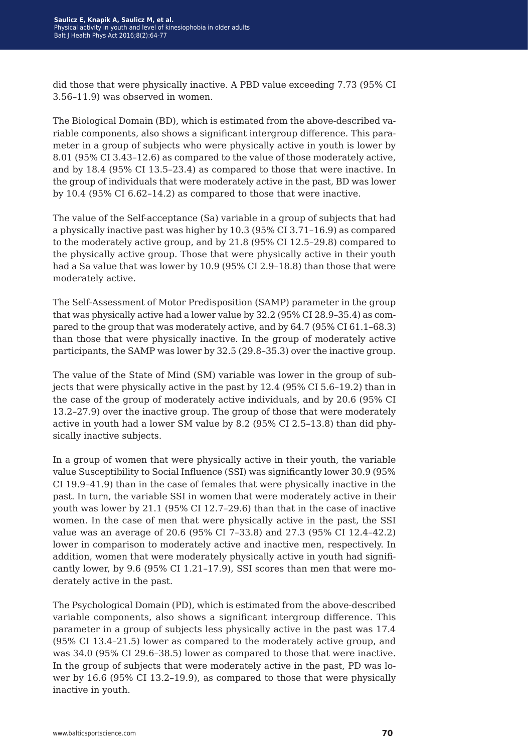did those that were physically inactive. A PBD value exceeding 7.73 (95% CI 3.56–11.9) was observed in women.

The Biological Domain (BD), which is estimated from the above-described variable components, also shows a significant intergroup difference. This parameter in a group of subjects who were physically active in youth is lower by 8.01 (95% CI 3.43–12.6) as compared to the value of those moderately active, and by 18.4 (95% CI 13.5–23.4) as compared to those that were inactive. In the group of individuals that were moderately active in the past, BD was lower by 10.4 (95% CI 6.62–14.2) as compared to those that were inactive.

The value of the Self-acceptance (Sa) variable in a group of subjects that had a physically inactive past was higher by 10.3 (95% CI 3.71–16.9) as compared to the moderately active group, and by 21.8 (95% CI 12.5–29.8) compared to the physically active group. Those that were physically active in their youth had a Sa value that was lower by 10.9 (95% CI 2.9–18.8) than those that were moderately active.

The Self-Assessment of Motor Predisposition (SAMP) parameter in the group that was physically active had a lower value by 32.2 (95% CI 28.9–35.4) as compared to the group that was moderately active, and by 64.7 (95% CI 61.1–68.3) than those that were physically inactive. In the group of moderately active participants, the SAMP was lower by 32.5 (29.8–35.3) over the inactive group.

The value of the State of Mind (SM) variable was lower in the group of subjects that were physically active in the past by 12.4 (95% CI 5.6–19.2) than in the case of the group of moderately active individuals, and by 20.6 (95% CI 13.2–27.9) over the inactive group. The group of those that were moderately active in youth had a lower SM value by 8.2 (95% CI 2.5–13.8) than did physically inactive subjects.

In a group of women that were physically active in their youth, the variable value Susceptibility to Social Influence (SSI) was significantly lower 30.9 (95% CI 19.9–41.9) than in the case of females that were physically inactive in the past. In turn, the variable SSI in women that were moderately active in their youth was lower by 21.1 (95% CI 12.7–29.6) than that in the case of inactive women. In the case of men that were physically active in the past, the SSI value was an average of 20.6 (95% CI 7–33.8) and 27.3 (95% CI 12.4–42.2) lower in comparison to moderately active and inactive men, respectively. In addition, women that were moderately physically active in youth had significantly lower, by 9.6 (95% CI 1.21–17.9), SSI scores than men that were moderately active in the past.

The Psychological Domain (PD), which is estimated from the above-described variable components, also shows a significant intergroup difference. This parameter in a group of subjects less physically active in the past was 17.4 (95% CI 13.4–21.5) lower as compared to the moderately active group, and was 34.0 (95% CI 29.6–38.5) lower as compared to those that were inactive. In the group of subjects that were moderately active in the past, PD was lower by 16.6 (95% CI 13.2–19.9), as compared to those that were physically inactive in youth.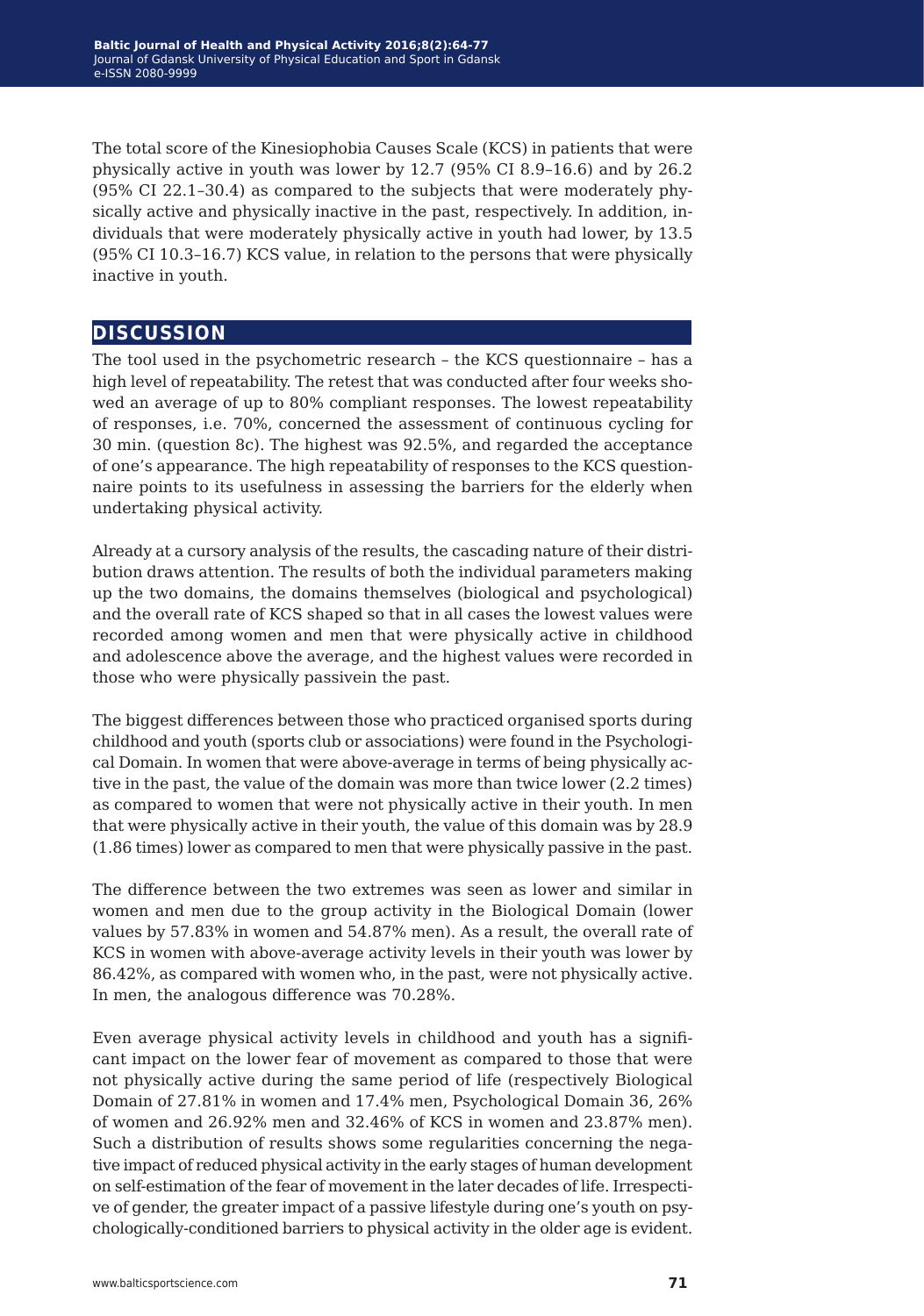The total score of the Kinesiophobia Causes Scale (KCS) in patients that were physically active in youth was lower by 12.7 (95% CI 8.9–16.6) and by 26.2 (95% CI 22.1–30.4) as compared to the subjects that were moderately physically active and physically inactive in the past, respectively. In addition, individuals that were moderately physically active in youth had lower, by 13.5 (95% CI 10.3–16.7) KCS value, in relation to the persons that were physically inactive in youth.

## DISCUSSION

The tool used in the psychometric research – the KCS questionnaire – has a high level of repeatability. The retest that was conducted after four weeks showed an average of up to 80% compliant responses. The lowest repeatability of responses, i.e. 70%, concerned the assessment of continuous cycling for 30 min. (question 8c). The highest was 92.5%, and regarded the acceptance of one's appearance. The high repeatability of responses to the KCS questionnaire points to its usefulness in assessing the barriers for the elderly when undertaking physical activity.

Already at a cursory analysis of the results, the cascading nature of their distribution draws attention. The results of both the individual parameters making up the two domains, the domains themselves (biological and psychological) and the overall rate of KCS shaped so that in all cases the lowest values were recorded among women and men that were physically active in childhood and adolescence above the average, and the highest values were recorded in those who were physically passivein the past.

The biggest differences between those who practiced organised sports during childhood and youth (sports club or associations) were found in the Psychological Domain. In women that were above-average in terms of being physically active in the past, the value of the domain was more than twice lower (2.2 times) as compared to women that were not physically active in their youth. In men that were physically active in their youth, the value of this domain was by 28.9 (1.86 times) lower as compared to men that were physically passive in the past.

The difference between the two extremes was seen as lower and similar in women and men due to the group activity in the Biological Domain (lower values by 57.83% in women and 54.87% men). As a result, the overall rate of KCS in women with above-average activity levels in their youth was lower by 86.42%, as compared with women who, in the past, were not physically active. In men, the analogous difference was 70.28%.

Even average physical activity levels in childhood and youth has a significant impact on the lower fear of movement as compared to those that were not physically active during the same period of life (respectively Biological Domain of 27.81% in women and 17.4% men, Psychological Domain 36, 26% of women and 26.92% men and 32.46% of KCS in women and 23.87% men). Such a distribution of results shows some regularities concerning the negative impact of reduced physical activity in the early stages of human development on self-estimation of the fear of movement in the later decades of life. Irrespective of gender, the greater impact of a passive lifestyle during one's youth on psychologically-conditioned barriers to physical activity in the older age is evident.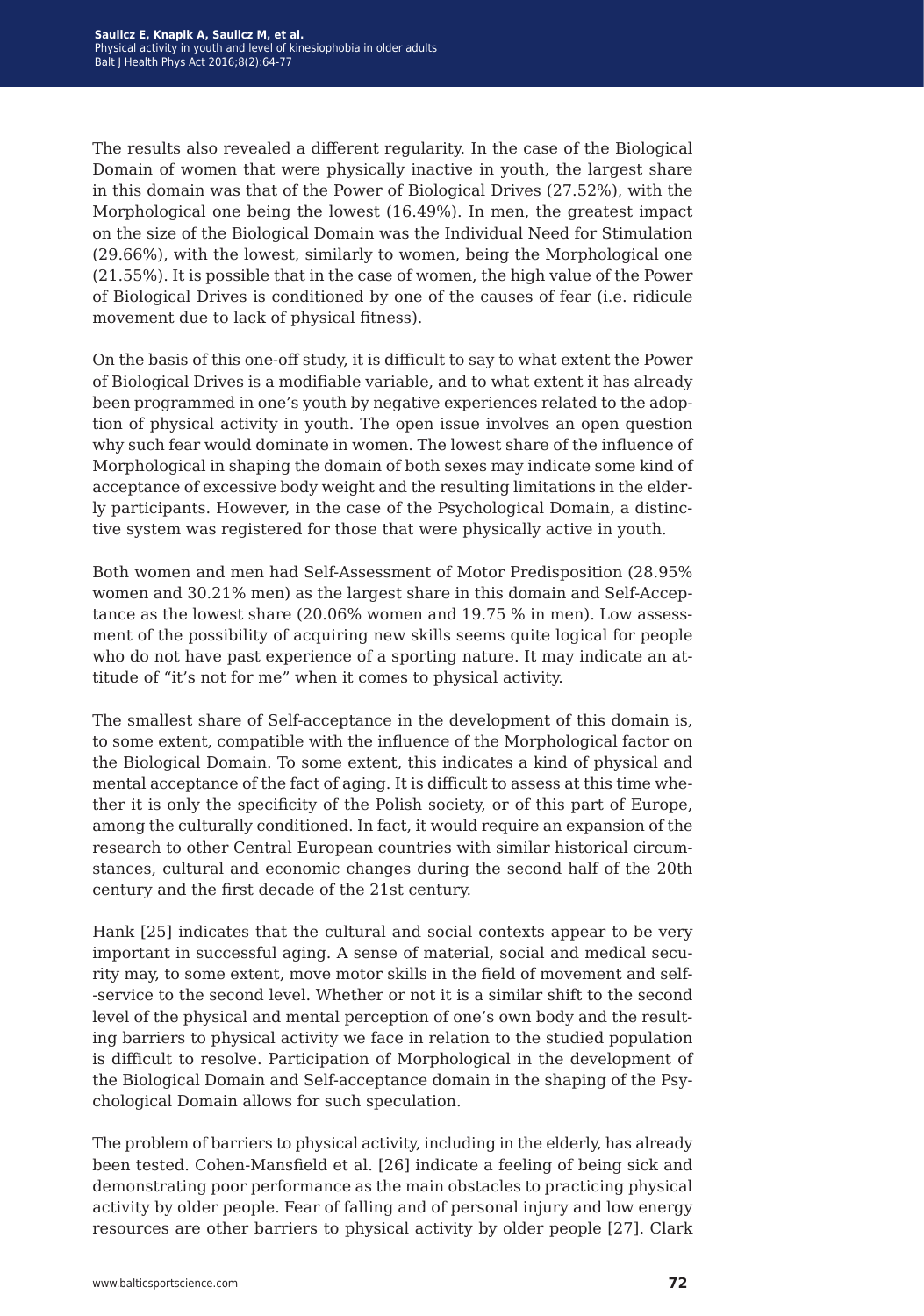The results also revealed a different regularity. In the case of the Biological Domain of women that were physically inactive in youth, the largest share in this domain was that of the Power of Biological Drives (27.52%), with the Morphological one being the lowest (16.49%). In men, the greatest impact on the size of the Biological Domain was the Individual Need for Stimulation (29.66%), with the lowest, similarly to women, being the Morphological one (21.55%). It is possible that in the case of women, the high value of the Power of Biological Drives is conditioned by one of the causes of fear (i.e. ridicule movement due to lack of physical fitness).

On the basis of this one-off study, it is difficult to say to what extent the Power of Biological Drives is a modifiable variable, and to what extent it has already been programmed in one's youth by negative experiences related to the adoption of physical activity in youth. The open issue involves an open question why such fear would dominate in women. The lowest share of the influence of Morphological in shaping the domain of both sexes may indicate some kind of acceptance of excessive body weight and the resulting limitations in the elderly participants. However, in the case of the Psychological Domain, a distinctive system was registered for those that were physically active in youth.

Both women and men had Self-Assessment of Motor Predisposition (28.95% women and 30.21% men) as the largest share in this domain and Self-Acceptance as the lowest share (20.06% women and 19.75 % in men). Low assessment of the possibility of acquiring new skills seems quite logical for people who do not have past experience of a sporting nature. It may indicate an attitude of "it's not for me" when it comes to physical activity.

The smallest share of Self-acceptance in the development of this domain is, to some extent, compatible with the influence of the Morphological factor on the Biological Domain. To some extent, this indicates a kind of physical and mental acceptance of the fact of aging. It is difficult to assess at this time whether it is only the specificity of the Polish society, or of this part of Europe, among the culturally conditioned. In fact, it would require an expansion of the research to other Central European countries with similar historical circumstances, cultural and economic changes during the second half of the 20th century and the first decade of the 21st century.

Hank [25] indicates that the cultural and social contexts appear to be very important in successful aging. A sense of material, social and medical security may, to some extent, move motor skills in the field of movement and self-service to the second level. Whether or not it is a similar shift to the second level of the physical and mental perception of one's own body and the resulting barriers to physical activity we face in relation to the studied population is difficult to resolve. Participation of Morphological in the development of the Biological Domain and Self-acceptance domain in the shaping of the Psychological Domain allows for such speculation.

The problem of barriers to physical activity, including in the elderly, has already been tested. Cohen-Mansfield et al. [26] indicate a feeling of being sick and demonstrating poor performance as the main obstacles to practicing physical activity by older people. Fear of falling and of personal injury and low energy resources are other barriers to physical activity by older people [27]. Clark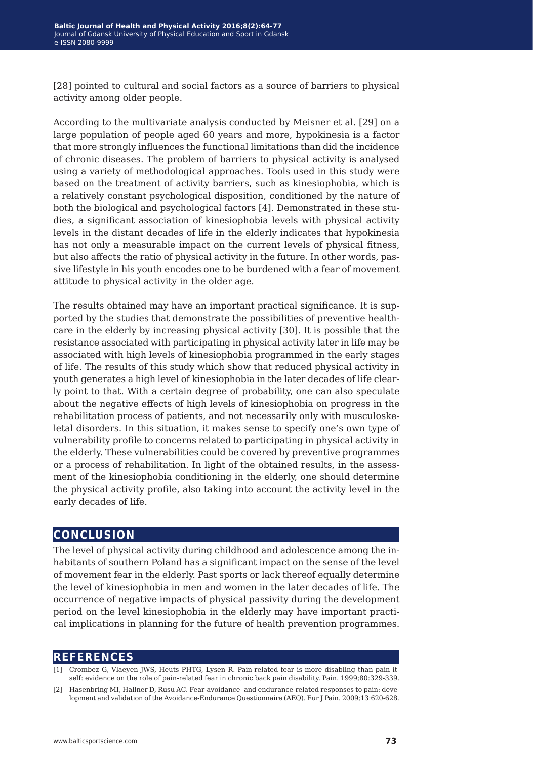[28] pointed to cultural and social factors as a source of barriers to physical activity among older people.

According to the multivariate analysis conducted by Meisner et al. [29] on a large population of people aged 60 years and more, hypokinesia is a factor that more strongly influences the functional limitations than did the incidence of chronic diseases. The problem of barriers to physical activity is analysed using a variety of methodological approaches. Tools used in this study were based on the treatment of activity barriers, such as kinesiophobia, which is a relatively constant psychological disposition, conditioned by the nature of both the biological and psychological factors [4]. Demonstrated in these studies, a significant association of kinesiophobia levels with physical activity levels in the distant decades of life in the elderly indicates that hypokinesia has not only a measurable impact on the current levels of physical fitness, but also affects the ratio of physical activity in the future. In other words, passive lifestyle in his youth encodes one to be burdened with a fear of movement attitude to physical activity in the older age.

The results obtained may have an important practical significance. It is supported by the studies that demonstrate the possibilities of preventive healthcare in the elderly by increasing physical activity [30]. It is possible that the resistance associated with participating in physical activity later in life may be associated with high levels of kinesiophobia programmed in the early stages of life. The results of this study which show that reduced physical activity in youth generates a high level of kinesiophobia in the later decades of life clearly point to that. With a certain degree of probability, one can also speculate about the negative effects of high levels of kinesiophobia on progress in the rehabilitation process of patients, and not necessarily only with musculoskeletal disorders. In this situation, it makes sense to specify one's own type of vulnerability profile to concerns related to participating in physical activity in the elderly. These vulnerabilities could be covered by preventive programmes or a process of rehabilitation. In light of the obtained results, in the assessment of the kinesiophobia conditioning in the elderly, one should determine the physical activity profile, also taking into account the activity level in the early decades of life.

## CONCLUSION

The level of physical activity during childhood and adolescence among the inhabitants of southern Poland has a significant impact on the sense of the level of movement fear in the elderly. Past sports or lack thereof equally determine the level of kinesiophobia in men and women in the later decades of life. The occurrence of negative impacts of physical passivity during the development period on the level kinesiophobia in the elderly may have important practical implications in planning for the future of health prevention programmes.

## REFERENCES

[1] Crombez G, Vlaeyen JWS, Heuts PHTG, Lysen R. Pain-related fear is more disabling than pain itself: evidence on the role of pain-related fear in chronic back pain disability. Pain. 1999;80:329-339.

[2] Hasenbring MI, Hallner D, Rusu AC. Fear-avoidance- and endurance-related responses to pain: development and validation of the Avoidance-Endurance Questionnaire (AEQ). Eur J Pain. 2009;13:620-628.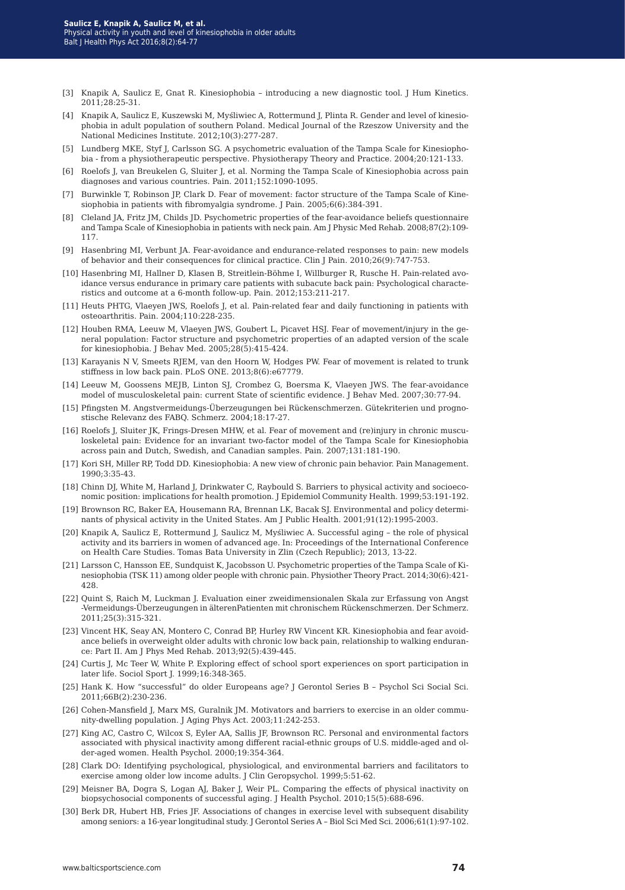[3] Knapik A, Saulicz E, Gnat R. Kinesiophobia – introducing a new diagnostic tool. J Hum Kinetics. 2011;28:25-31.

[4] Knapik A, Saulicz E, Kuszewski M, Myśliwiec A, Rottermund J, Plinta R. Gender and level of kinesiophobia in adult population of southern Poland. Medical Journal of the Rzeszow University and the National Medicines Institute. 2012;10(3):277-287.

[5] Lundberg MKE, Styf J, Carlsson SG. A psychometric evaluation of the Tampa Scale for Kinesiophobia - from a physiotherapeutic perspective. Physiotherapy Theory and Practice. 2004;20:121-133.

[6] Roelofs J, van Breukelen G, Sluiter J, et al. Norming the Tampa Scale of Kinesiophobia across pain diagnoses and various countries. Pain. 2011;152:1090-1095.

[7] Burwinkle T, Robinson JP, Clark D. Fear of movement: factor structure of the Tampa Scale of Kinesiophobia in patients with fibromyalgia syndrome. J Pain. 2005;6(6):384-391.

[8] Cleland JA, Fritz JM, Childs JD. Psychometric properties of the fear-avoidance beliefs questionnaire and Tampa Scale of Kinesiophobia in patients with neck pain. Am J Physic Med Rehab. 2008;87(2):109-117.

[9] Hasenbring MI, Verbunt JA. Fear-avoidance and endurance-related responses to pain: new models of behavior and their consequences for clinical practice. Clin J Pain. 2010;26(9):747-753.

[10] Hasenbring MI, Hallner D, Klasen B, Streitlein-Böhme I, Willburger R, Rusche H. Pain-related avoidance versus endurance in primary care patients with subacute back pain: Psychological characteristics and outcome at a 6-month follow-up. Pain. 2012;153:211-217.

[11] Heuts PHTG, Vlaeyen JWS, Roelofs J, et al. Pain-related fear and daily functioning in patients with osteoarthritis. Pain. 2004;110:228-235.

[12] Houben RMA, Leeuw M, Vlaeyen JWS, Goubert L, Picavet HSJ. Fear of movement/injury in the general population: Factor structure and psychometric properties of an adapted version of the scale for kinesiophobia. J Behav Med. 2005;28(5):415-424.

[13] Karayanis N V, Smeets RJEM, van den Hoorn W, Hodges PW. Fear of movement is related to trunk stiffness in low back pain. PLoS ONE. 2013;8(6):e67779.

[14] Leeuw M, Goossens MEJB, Linton SJ, Crombez G, Boersma K, Vlaeyen JWS. The fear-avoidance model of musculoskeletal pain: current State of scientific evidence. J Behav Med. 2007;30:77-94.

[15] Pfingsten M. Angstvermeidungs-Überzeugungen bei Rückenschmerzen. Gütekriterien und prognostische Relevanz des FABQ. Schmerz. 2004;18:17-27.

[16] Roelofs J, Sluiter JK, Frings-Dresen MHW, et al. Fear of movement and (re)injury in chronic musculoskeletal pain: Evidence for an invariant two-factor model of the Tampa Scale for Kinesiophobia across pain and Dutch, Swedish, and Canadian samples. Pain. 2007;131:181-190.

[17] Kori SH, Miller RP, Todd DD. Kinesiophobia: A new view of chronic pain behavior. Pain Management. 1990;3:35-43.

[18] Chinn DJ, White M, Harland J, Drinkwater C, Raybould S. Barriers to physical activity and socioeconomic position: implications for health promotion. J Epidemiol Community Health. 1999;53:191-192.

[19] Brownson RC, Baker EA, Housemann RA, Brennan LK, Bacak SJ. Environmental and policy determinants of physical activity in the United States. Am J Public Health. 2001;91(12):1995-2003.

[20] Knapik A, Saulicz E, Rottermund J, Saulicz M, Myśliwiec A. Successful aging – the role of physical activity and its barriers in women of advanced age. In: Proceedings of the International Conference on Health Care Studies. Tomas Bata University in Zlin (Czech Republic); 2013, 13-22.

[21] Larsson C, Hansson EE, Sundquist K, Jacobsson U. Psychometric properties of the Tampa Scale of Kinesiophobia (TSK 11) among older people with chronic pain. Physiother Theory Pract. 2014;30(6):421-428.

[22] Quint S, Raich M, Luckman J. Evaluation einer zweidimensionalen Skala zur Erfassung von Angst -Vermeidungs-Überzeugungen in älterenPatienten mit chronischem Rückenschmerzen. Der Schmerz. 2011;25(3):315-321.

[23] Vincent HK, Seay AN, Montero C, Conrad BP, Hurley RW Vincent KR. Kinesiophobia and fear avoidance beliefs in overweight older adults with chronic low back pain, relationship to walking endurance: Part II. Am J Phys Med Rehab. 2013;92(5):439-445.

[24] Curtis J, Mc Teer W, White P. Exploring effect of school sport experiences on sport participation in later life. Sociol Sport J. 1999;16:348-365.

[25] Hank K. How "successful" do older Europeans age? J Gerontol Series B – Psychol Sci Social Sci. 2011;66B(2):230-236.

[26] Cohen-Mansfield J, Marx MS, Guralnik JM. Motivators and barriers to exercise in an older community-dwelling population. J Aging Phys Act. 2003;11:242-253.

[27] King AC, Castro C, Wilcox S, Eyler AA, Sallis JF, Brownson RC. Personal and environmental factors associated with physical inactivity among different racial-ethnic groups of U.S. middle-aged and older-aged women. Health Psychol. 2000;19:354-364.

[28] Clark DO: Identifying psychological, physiological, and environmental barriers and facilitators to exercise among older low income adults. J Clin Geropsychol. 1999;5:51-62.

[29] Meisner BA, Dogra S, Logan AJ, Baker J, Weir PL. Comparing the effects of physical inactivity on biopsychosocial components of successful aging. J Health Psychol. 2010;15(5):688-696.

[30] Berk DR, Hubert HB, Fries JF. Associations of changes in exercise level with subsequent disability among seniors: a 16-year longitudinal study. J Gerontol Series A – Biol Sci Med Sci. 2006;61(1):97-102.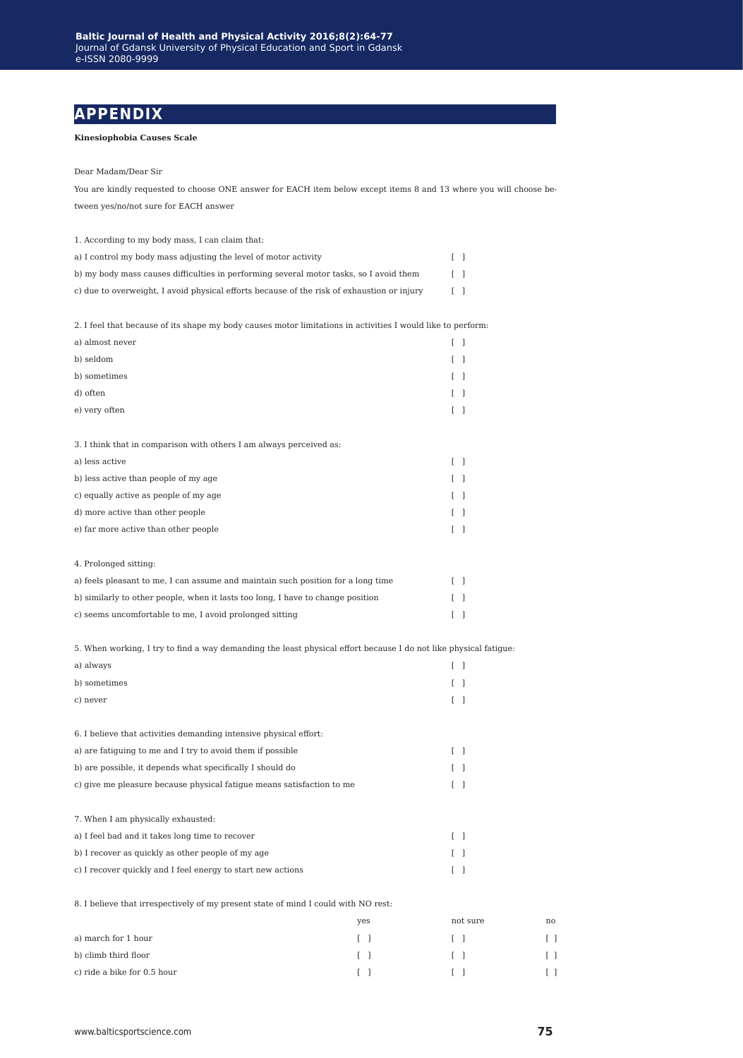# APPENDIX

**Kinesiophobia Causes Scale**

Dear Madam/Dear Sir

You are kindly requested to choose ONE answer for EACH item below except items 8 and 13 where you will choose between yes/no/not sure for EACH answer

1. According to my body mass, I can claim that:

a) I control my body mass adjusting the level of motor activity [ ]

b) my body mass causes difficulties in performing several motor tasks, so I avoid them [ ]

c) due to overweight, I avoid physical efforts because of the risk of exhaustion or injury [ ]

2. I feel that because of its shape my body causes motor limitations in activities I would like to perform:

a) almost never [ ]

b) seldom [ ]

b) sometimes [ ]

d) often [ ]

e) very often [ ]

3. I think that in comparison with others I am always perceived as:

a) less active [ ]

b) less active than people of my age [ ]

c) equally active as people of my age [ ]

d) more active than other people [ ]

e) far more active than other people [ ]

4. Prolonged sitting:

a) feels pleasant to me, I can assume and maintain such position for a long time [ ]

b) similarly to other people, when it lasts too long, I have to change position [ ]

c) seems uncomfortable to me, I avoid prolonged sitting [ ]

5. When working, I try to find a way demanding the least physical effort because I do not like physical fatigue:

a) always [ ]

b) sometimes [ ]

c) never [ ]

6. I believe that activities demanding intensive physical effort:

a) are fatiguing to me and I try to avoid them if possible [ ]

b) are possible, it depends what specifically I should do [ ]

c) give me pleasure because physical fatigue means satisfaction to me [ ]

7. When I am physically exhausted:

a) I feel bad and it takes long time to recover [ ]

b) I recover as quickly as other people of my age [ ]

c) I recover quickly and I feel energy to start new actions [ ]

8. I believe that irrespectively of my present state of mind I could with NO rest:

| | yes | not sure | no |
|---|---|---|---|
| a) march for 1 hour | [ ] | [ ] | [ ] |
| b) climb third floor | [ ] | [ ] | [ ] |
| c) ride a bike for 0.5 hour | [ ] | [ ] | [ ] |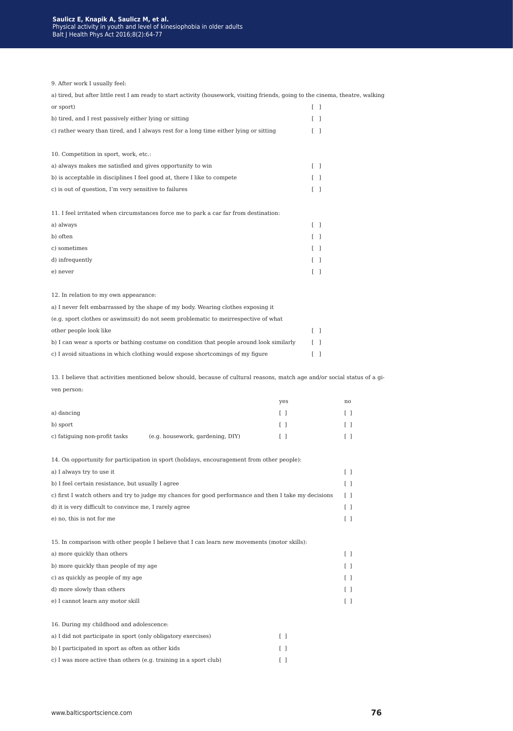9. After work I usually feel:

a) tired, but after little rest I am ready to start activity (housework, visiting friends, going to the cinema, theatre, walking or sport) [ ]

b) tired, and I rest passively either lying or sitting [ ]

c) rather weary than tired, and I always rest for a long time either lying or sitting [ ]

10. Competition in sport, work, etc.:

a) always makes me satisfied and gives opportunity to win [ ]

b) is acceptable in disciplines I feel good at, there I like to compete [ ]

c) is out of question, I'm very sensitive to failures [ ]

11. I feel irritated when circumstances force me to park a car far from destination:

a) always [ ]

b) often [ ]

c) sometimes [ ]

d) infrequently [ ]

e) never [ ]

12. In relation to my own appearance:

a) I never felt embarrassed by the shape of my body. Wearing clothes exposing it (e.g. sport clothes or aswimsuit) do not seem problematic to meirrespective of what other people look like [ ]

b) I can wear a sports or bathing costume on condition that people around look similarly [ ]

c) I avoid situations in which clothing would expose shortcomings of my figure [ ]

13. I believe that activities mentioned below should, because of cultural reasons, match age and/or social status of a given person:

| | | yes | no |
|---|---|---|---|
| a) dancing | | [ ] | [ ] |
| b) sport | | [ ] | [ ] |
| c) fatiguing non-profit tasks | (e.g. housework, gardening, DIY) | [ ] | [ ] |

14. On opportunity for participation in sport (holidays, encouragement from other people):

a) I always try to use it [ ]

b) I feel certain resistance, but usually I agree [ ]

c) first I watch others and try to judge my chances for good performance and then I take my decisions [ ]

d) it is very difficult to convince me, I rarely agree [ ]

e) no, this is not for me [ ]

15. In comparison with other people I believe that I can learn new movements (motor skills):

a) more quickly than others [ ]

b) more quickly than people of my age [ ]

c) as quickly as people of my age [ ]

d) more slowly than others [ ]

e) I cannot learn any motor skill [ ]

16. During my childhood and adolescence:

a) I did not participate in sport (only obligatory exercises) [ ]

b) I participated in sport as often as other kids [ ]

c) I was more active than others (e.g. training in a sport club) [ ]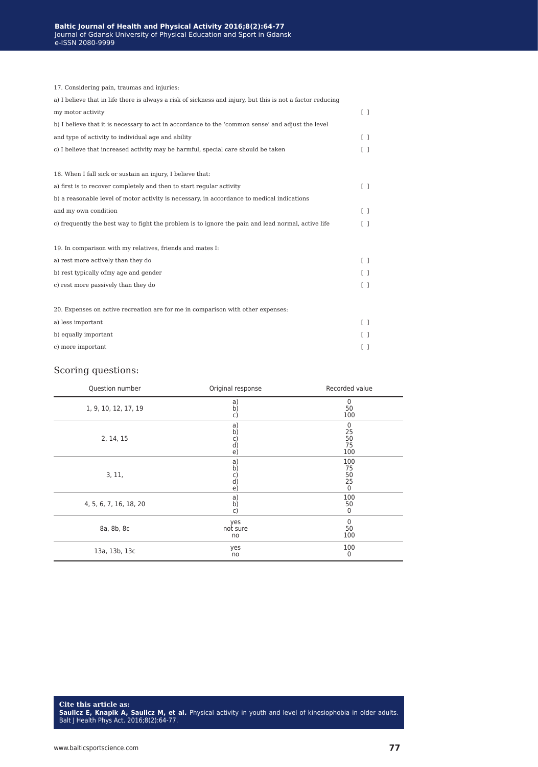17. Considering pain, traumas and injuries:

a) I believe that in life there is always a risk of sickness and injury, but this is not a factor reducing my motor activity [ ]

b) I believe that it is necessary to act in accordance to the 'common sense' and adjust the level and type of activity to individual age and ability [ ]

c) I believe that increased activity may be harmful, special care should be taken [ ]

18. When I fall sick or sustain an injury, I believe that:

a) first is to recover completely and then to start regular activity [ ]

b) a reasonable level of motor activity is necessary, in accordance to medical indications and my own condition [ ]

c) frequently the best way to fight the problem is to ignore the pain and lead normal, active life [ ]

19. In comparison with my relatives, friends and mates I:

a) rest more actively than they do [ ]

b) rest typically ofmy age and gender [ ]

c) rest more passively than they do [ ]

20. Expenses on active recreation are for me in comparison with other expenses:

a) less important [ ]

b) equally important [ ]

c) more important [ ]

## Scoring questions:

| Question number | Original response | Recorded value |
|---|---|---|
| 1, 9, 10, 12, 17, 19 | a)<br>b)<br>c) | 0<br>50<br>100 |
| 2, 14, 15 | a)<br>b)<br>c)<br>d)<br>e) | 0<br>25<br>50<br>75<br>100 |
| 3, 11, | a)<br>b)<br>c)<br>d)<br>e) | 100<br>75<br>50<br>25<br>0 |
| 4, 5, 6, 7, 16, 18, 20 | a)<br>b)<br>c) | 100<br>50<br>0 |
| 8a, 8b, 8c | yes<br>not sure<br>no | 0<br>50<br>100 |
| 13a, 13b, 13c | yes<br>no | 100<br>0 |

**Cite this article as:**
**Saulicz E, Knapik A, Saulicz M, et al.** Physical activity in youth and level of kinesiophobia in older adults. Balt J Health Phys Act. 2016;8(2):64-77.